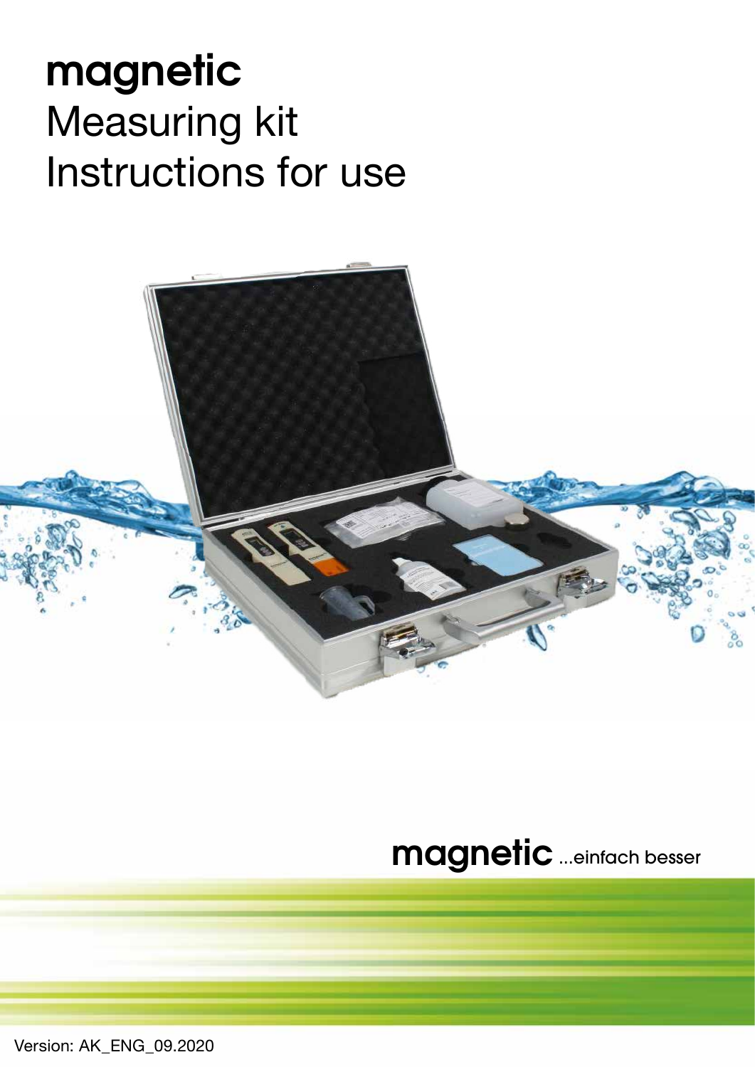# magnetic
# Measuring kit
# Instructions for use

**magnetic** ...einfach besser

Version: AK_ENG_09.2020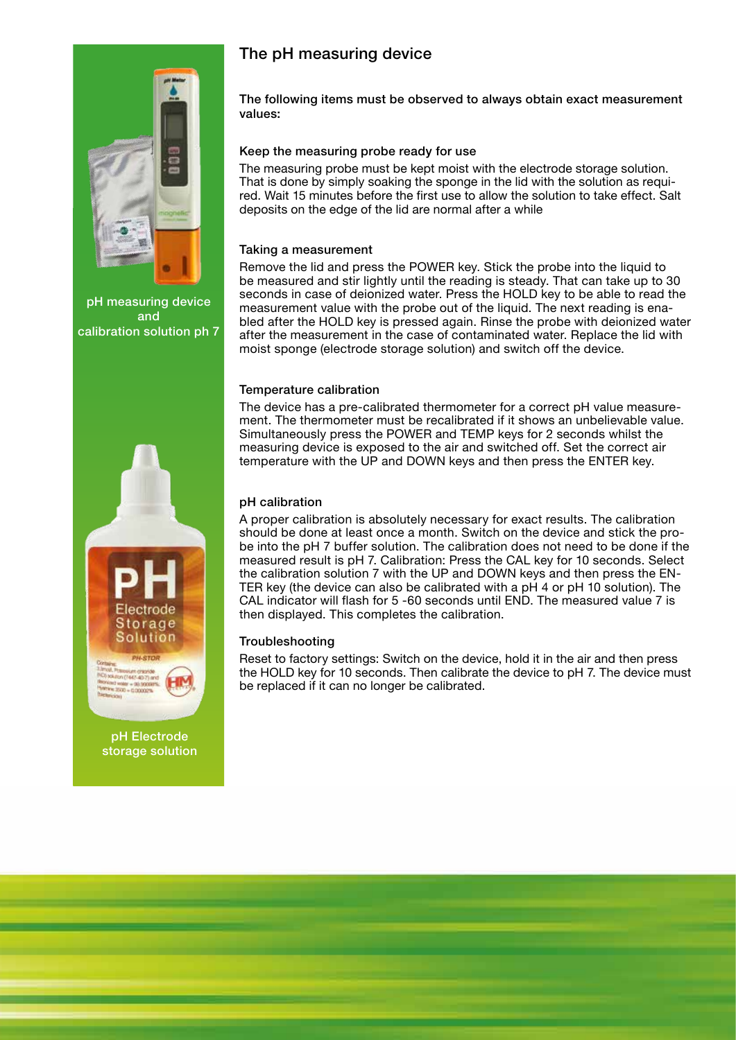pH measuring device and calibration solution ph 7

pH Electrode storage solution

## The pH measuring device

**The following items must be observed to always obtain exact measurement values:**

### Keep the measuring probe ready for use

The measuring probe must be kept moist with the electrode storage solution. That is done by simply soaking the sponge in the lid with the solution as required. Wait 15 minutes before the first use to allow the solution to take effect. Salt deposits on the edge of the lid are normal after a while

### Taking a measurement

Remove the lid and press the POWER key. Stick the probe into the liquid to be measured and stir lightly until the reading is steady. That can take up to 30 seconds in case of deionized water. Press the HOLD key to be able to read the measurement value with the probe out of the liquid. The next reading is enabled after the HOLD key is pressed again. Rinse the probe with deionized water after the measurement in the case of contaminated water. Replace the lid with moist sponge (electrode storage solution) and switch off the device.

### Temperature calibration

The device has a pre-calibrated thermometer for a correct pH value measurement. The thermometer must be recalibrated if it shows an unbelievable value. Simultaneously press the POWER and TEMP keys for 2 seconds whilst the measuring device is exposed to the air and switched off. Set the correct air temperature with the UP and DOWN keys and then press the ENTER key.

### pH calibration

A proper calibration is absolutely necessary for exact results. The calibration should be done at least once a month. Switch on the device and stick the probe into the pH 7 buffer solution. The calibration does not need to be done if the measured result is pH 7. Calibration: Press the CAL key for 10 seconds. Select the calibration solution 7 with the UP and DOWN keys and then press the ENTER key (the device can also be calibrated with a pH 4 or pH 10 solution). The CAL indicator will flash for 5 -60 seconds until END. The measured value 7 is then displayed. This completes the calibration.

### Troubleshooting

Reset to factory settings: Switch on the device, hold it in the air and then press the HOLD key for 10 seconds. Then calibrate the device to pH 7. The device must be replaced if it can no longer be calibrated.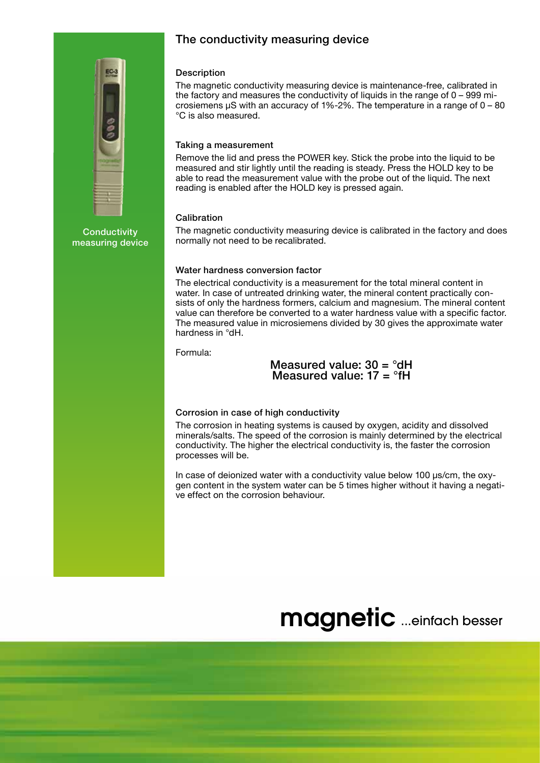# The conductivity measuring device

Conductivity measuring device

### Description

The magnetic conductivity measuring device is maintenance-free, calibrated in the factory and measures the conductivity of liquids in the range of 0 – 999 microsiemens μS with an accuracy of 1%-2%. The temperature in a range of 0 – 80 °C is also measured.

### Taking a measurement

Remove the lid and press the POWER key. Stick the probe into the liquid to be measured and stir lightly until the reading is steady. Press the HOLD key to be able to read the measurement value with the probe out of the liquid. The next reading is enabled after the HOLD key is pressed again.

### Calibration

The magnetic conductivity measuring device is calibrated in the factory and does normally not need to be recalibrated.

### Water hardness conversion factor

The electrical conductivity is a measurement for the total mineral content in water. In case of untreated drinking water, the mineral content practically consists of only the hardness formers, calcium and magnesium. The mineral content value can therefore be converted to a water hardness value with a specific factor. The measured value in microsiemens divided by 30 gives the approximate water hardness in °dH.

Formula:

**Measured value: 30 = °dH**
**Measured value: 17 = °fH**

### Corrosion in case of high conductivity

The corrosion in heating systems is caused by oxygen, acidity and dissolved minerals/salts. The speed of the corrosion is mainly determined by the electrical conductivity. The higher the electrical conductivity is, the faster the corrosion processes will be.

In case of deionized water with a conductivity value below 100 μs/cm, the oxygen content in the system water can be 5 times higher without it having a negative effect on the corrosion behaviour.

**magnetic** ...einfach besser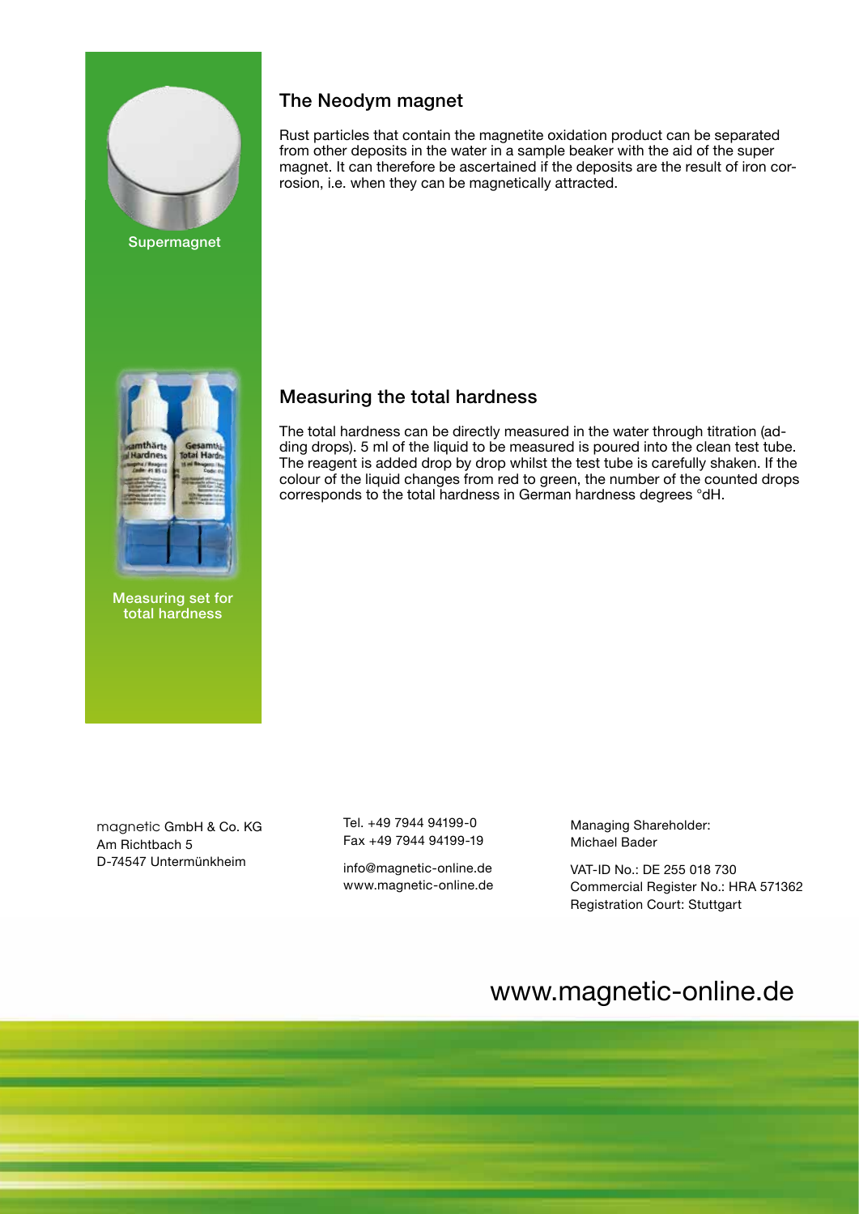Supermagnet

## The Neodym magnet

Rust particles that contain the magnetite oxidation product can be separated from other deposits in the water in a sample beaker with the aid of the super magnet. It can therefore be ascertained if the deposits are the result of iron corrosion, i.e. when they can be magnetically attracted.

Measuring set for total hardness

## Measuring the total hardness

The total hardness can be directly measured in the water through titration (adding drops). 5 ml of the liquid to be measured is poured into the clean test tube. The reagent is added drop by drop whilst the test tube is carefully shaken. If the colour of the liquid changes from red to green, the number of the counted drops corresponds to the total hardness in German hardness degrees °dH.

magnetic GmbH & Co. KG
Am Richtbach 5
D-74547 Untermünkheim

Tel. +49 7944 94199-0
Fax +49 7944 94199-19

info@magnetic-online.de
www.magnetic-online.de

Managing Shareholder:
Michael Bader

VAT-ID No.: DE 255 018 730
Commercial Register No.: HRA 571362
Registration Court: Stuttgart

www.magnetic-online.de